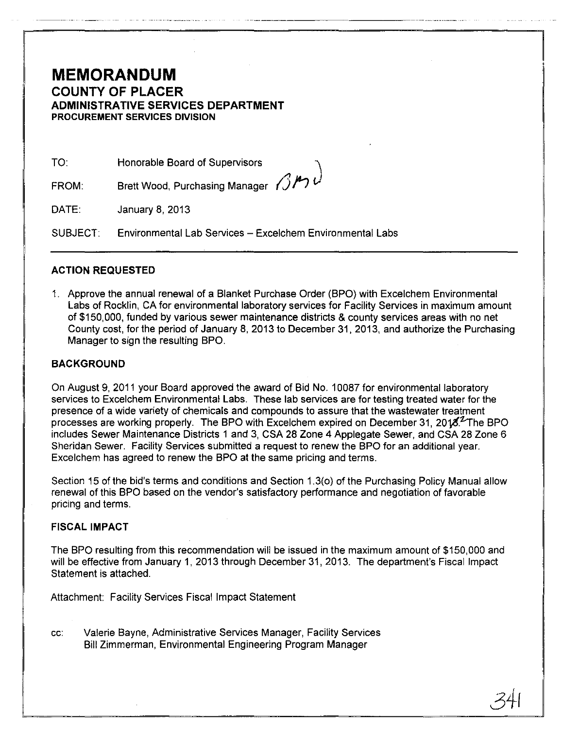# MEMORANDUM

## COUNTY OF PLACER

### ADMINISTRATIVE SERVICES DEPARTMENT

**PROCUREMENT SERVICES DIVISION**

TO: Honorable Board of Supervisors

FROM: Brett Wood, Purchasing Manager

DATE: January 8, 2013

SUBJECT: Environmental Lab Services – Excelchem Environmental Labs

---

### ACTION REQUESTED

1. Approve the annual renewal of a Blanket Purchase Order (BPO) with Excelchem Environmental Labs of Rocklin, CA for environmental laboratory services for Facility Services in maximum amount of $150,000, funded by various sewer maintenance districts & county services areas with no net County cost, for the period of January 8, 2013 to December 31, 2013, and authorize the Purchasing Manager to sign the resulting BPO.

### BACKGROUND

On August 9, 2011 your Board approved the award of Bid No. 10087 for environmental laboratory services to Excelchem Environmental Labs. These lab services are for testing treated water for the presence of a wide variety of chemicals and compounds to assure that the wastewater treatment processes are working properly. The BPO with Excelchem expired on December 31, 2012. The BPO includes Sewer Maintenance Districts 1 and 3, CSA 28 Zone 4 Applegate Sewer, and CSA 28 Zone 6 Sheridan Sewer. Facility Services submitted a request to renew the BPO for an additional year. Excelchem has agreed to renew the BPO at the same pricing and terms.

Section 15 of the bid's terms and conditions and Section 1.3(o) of the Purchasing Policy Manual allow renewal of this BPO based on the vendor's satisfactory performance and negotiation of favorable pricing and terms.

### FISCAL IMPACT

The BPO resulting from this recommendation will be issued in the maximum amount of $150,000 and will be effective from January 1, 2013 through December 31, 2013. The department's Fiscal Impact Statement is attached.

Attachment: Facility Services Fiscal Impact Statement

cc: Valerie Bayne, Administrative Services Manager, Facility Services
Bill Zimmerman, Environmental Engineering Program Manager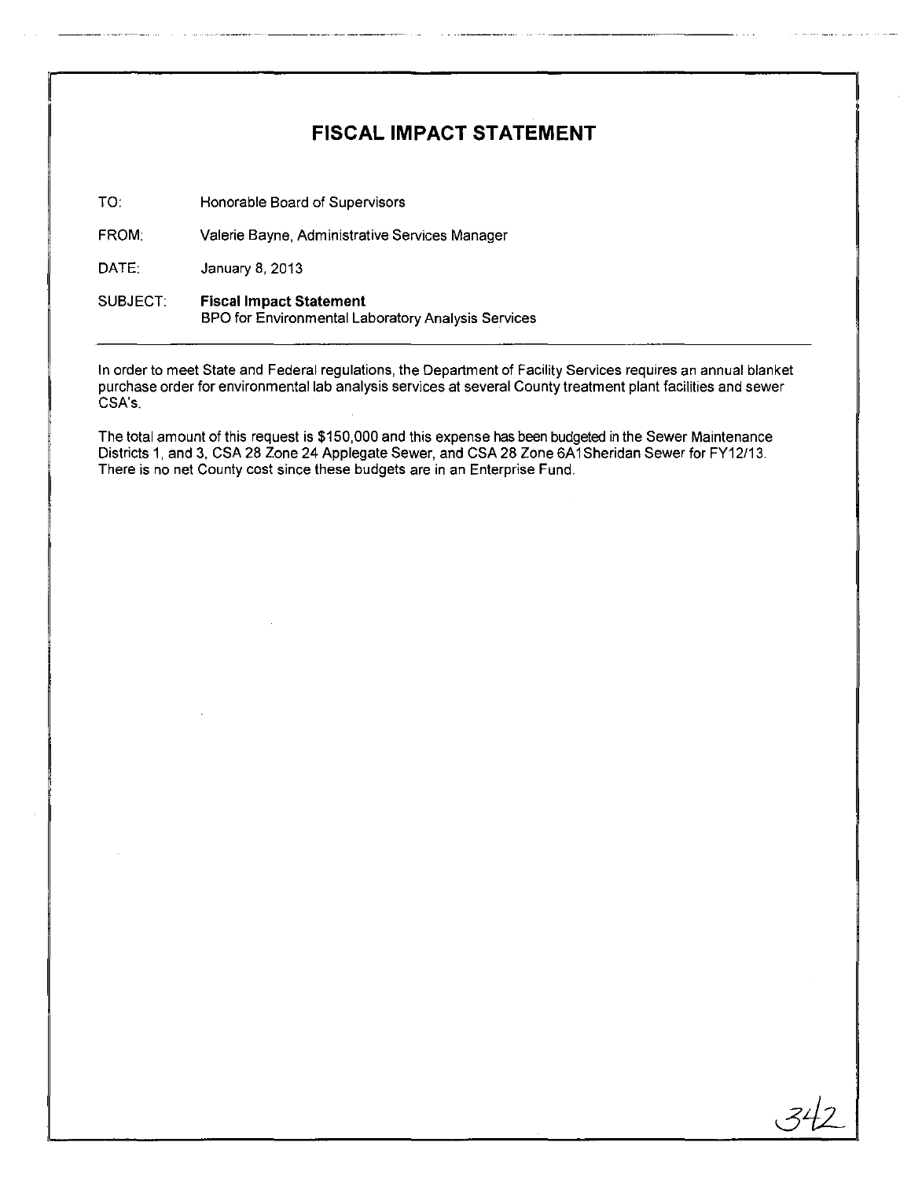# FISCAL IMPACT STATEMENT

TO: Honorable Board of Supervisors

FROM: Valerie Bayne, Administrative Services Manager

DATE: January 8, 2013

SUBJECT: **Fiscal Impact Statement**
BPO for Environmental Laboratory Analysis Services

---

In order to meet State and Federal regulations, the Department of Facility Services requires an annual blanket purchase order for environmental lab analysis services at several County treatment plant facilities and sewer CSA's.

The total amount of this request is $150,000 and this expense has been budgeted in the Sewer Maintenance Districts 1, and 3, CSA 28 Zone 24 Applegate Sewer, and CSA 28 Zone 6A1Sheridan Sewer for FY12/13. There is no net County cost since these budgets are in an Enterprise Fund.